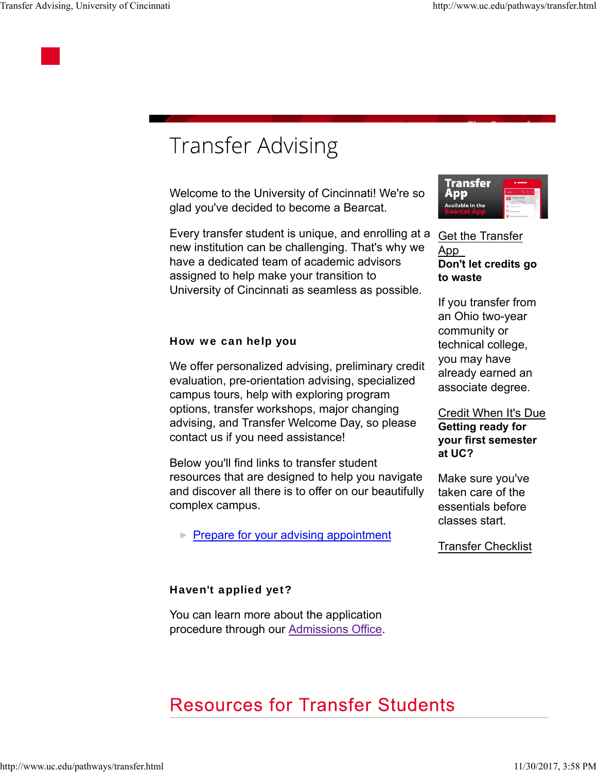# Transfer Advising

Welcome to the University of Cincinnati! We're so glad you've decided to become a Bearcat.

Every transfer student is unique, and enrolling at a new institution can be challenging. That's why we have a dedicated team of academic advisors assigned to help make your transition to University of Cincinnati as seamless as possible.

### How we can help you

We offer personalized advising, preliminary credit evaluation, pre-orientation advising, specialized campus tours, help with exploring program options, transfer workshops, major changing advising, and Transfer Welcome Day, so please contact us if you need assistance!

Below you'll find links to transfer student resources that are designed to help you navigate and discover all there is to offer on our beautifully complex campus.

- Prepare for your advising appointment

### Haven't applied yet?

You can learn more about the application procedure through our Admissions Office.

Transfer App Available in the Bearcat App

Get the Transfer App

**Don't let credits go to waste**

If you transfer from an Ohio two-year community or technical college, you may have already earned an associate degree.

Credit When It's Due

**Getting ready for your first semester at UC?**

Make sure you've taken care of the essentials before classes start.

Transfer Checklist

## Resources for Transfer Students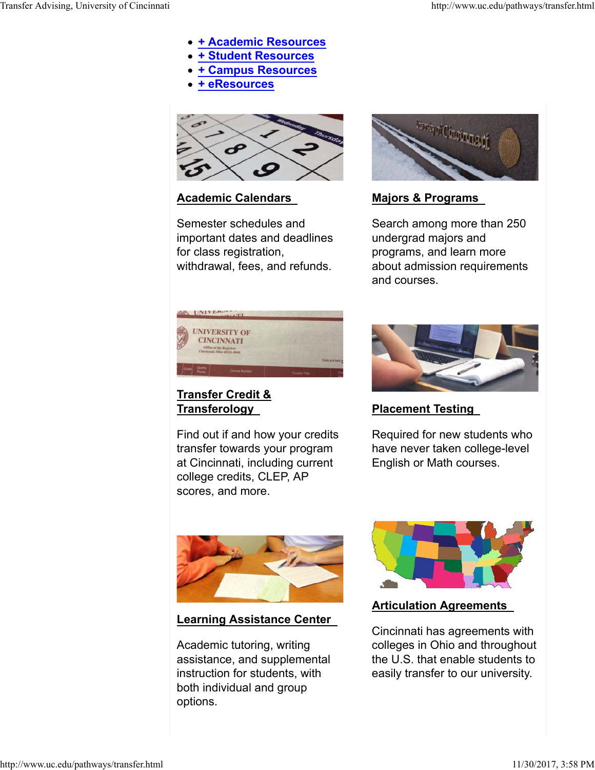- [+ Academic Resources]
- [+ Student Resources]
- [+ Campus Resources]
- [+ eResources]

### Academic Calendars

Semester schedules and important dates and deadlines for class registration, withdrawal, fees, and refunds.

### Majors & Programs

Search among more than 250 undergrad majors and programs, and learn more about admission requirements and courses.

### Transfer Credit & Transferology

Find out if and how your credits transfer towards your program at Cincinnati, including current college credits, CLEP, AP scores, and more.

### Placement Testing

Required for new students who have never taken college-level English or Math courses.

### Learning Assistance Center

Academic tutoring, writing assistance, and supplemental instruction for students, with both individual and group options.

### Articulation Agreements

Cincinnati has agreements with colleges in Ohio and throughout the U.S. that enable students to easily transfer to our university.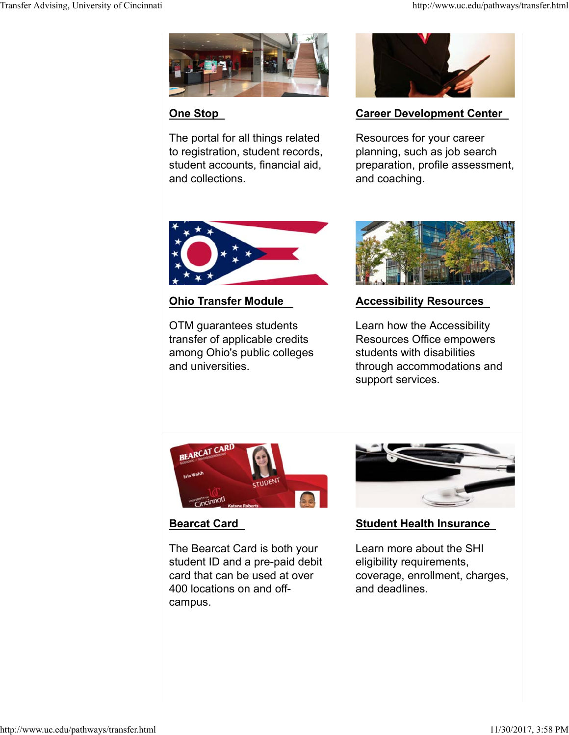### One Stop

The portal for all things related to registration, student records, student accounts, financial aid, and collections.

### Career Development Center

Resources for your career planning, such as job search preparation, profile assessment, and coaching.

### Ohio Transfer Module

OTM guarantees students transfer of applicable credits among Ohio's public colleges and universities.

### Accessibility Resources

Learn how the Accessibility Resources Office empowers students with disabilities through accommodations and support services.

### Bearcat Card

The Bearcat Card is both your student ID and a pre-paid debit card that can be used at over 400 locations on and off-campus.

### Student Health Insurance

Learn more about the SHI eligibility requirements, coverage, enrollment, charges, and deadlines.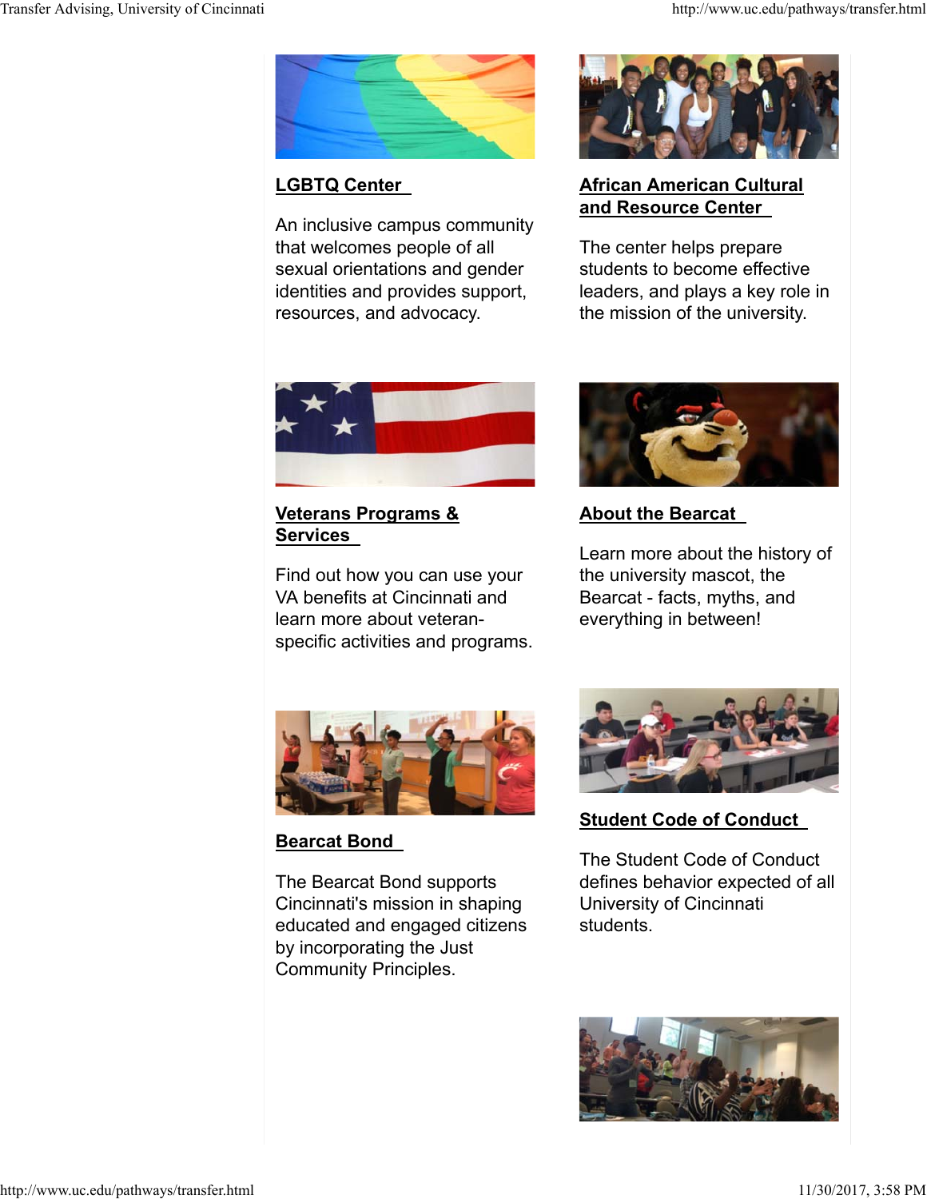### LGBTQ Center

An inclusive campus community that welcomes people of all sexual orientations and gender identities and provides support, resources, and advocacy.

### African American Cultural and Resource Center

The center helps prepare students to become effective leaders, and plays a key role in the mission of the university.

### Veterans Programs & Services

Find out how you can use your VA benefits at Cincinnati and learn more about veteran-specific activities and programs.

### About the Bearcat

Learn more about the history of the university mascot, the Bearcat - facts, myths, and everything in between!

### Bearcat Bond

The Bearcat Bond supports Cincinnati's mission in shaping educated and engaged citizens by incorporating the Just Community Principles.

### Student Code of Conduct

The Student Code of Conduct defines behavior expected of all University of Cincinnati students.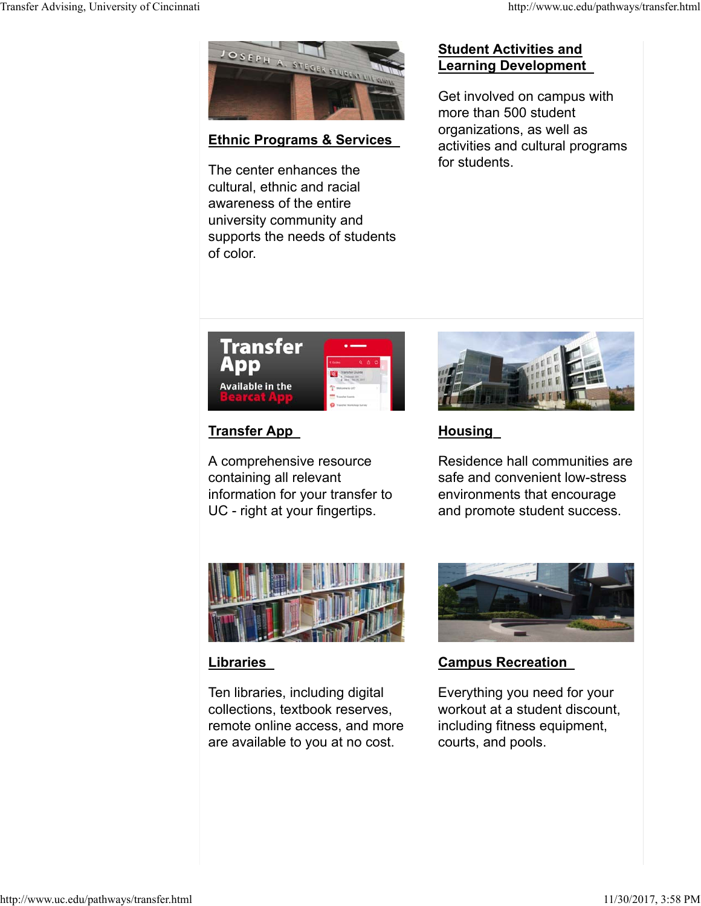### Ethnic Programs & Services

The center enhances the cultural, ethnic and racial awareness of the entire university community and supports the needs of students of color.

### Student Activities and Learning Development

Get involved on campus with more than 500 student organizations, as well as activities and cultural programs for students.

### Transfer App

A comprehensive resource containing all relevant information for your transfer to UC - right at your fingertips.

### Housing

Residence hall communities are safe and convenient low-stress environments that encourage and promote student success.

### Libraries

Ten libraries, including digital collections, textbook reserves, remote online access, and more are available to you at no cost.

### Campus Recreation

Everything you need for your workout at a student discount, including fitness equipment, courts, and pools.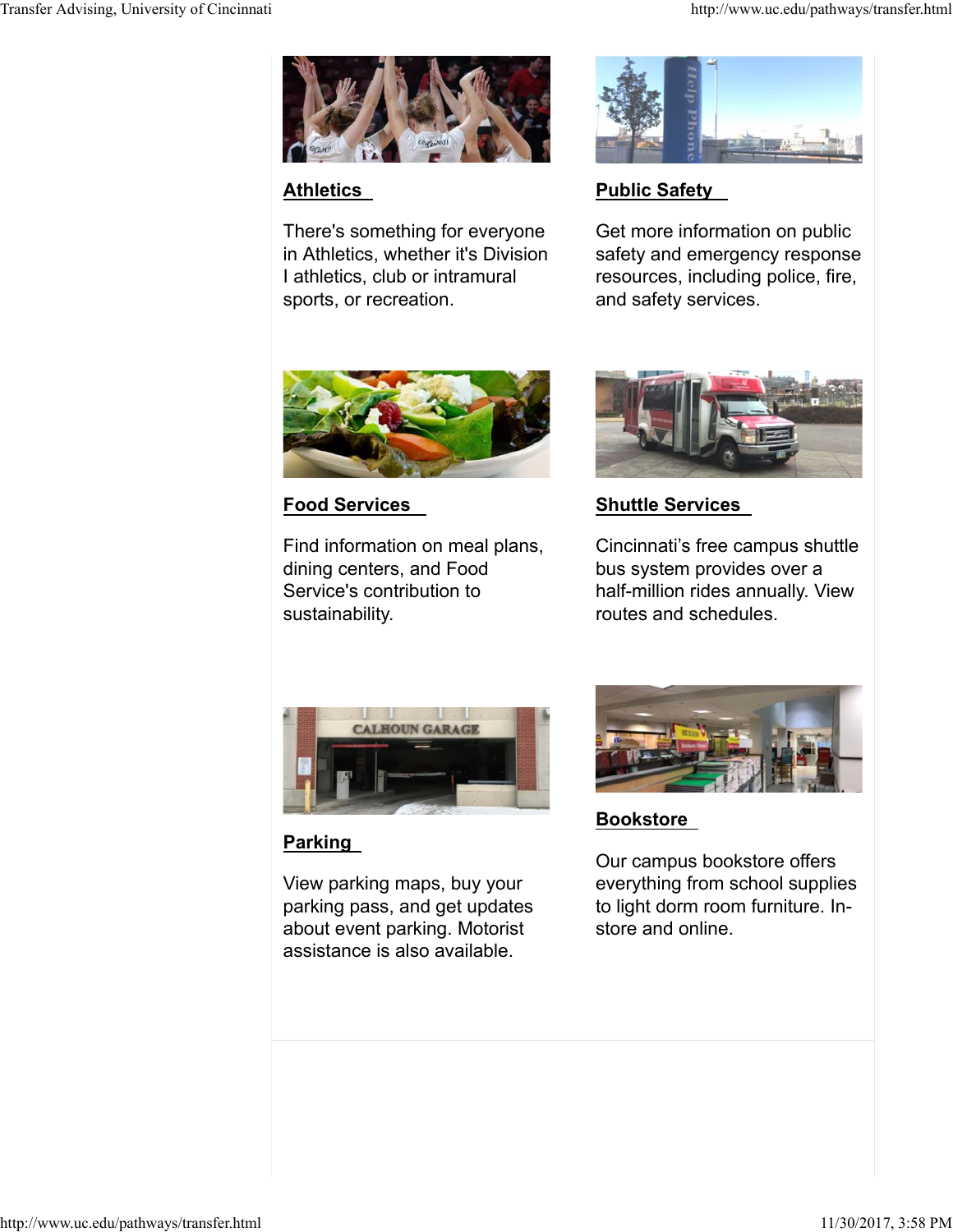### Athletics

There's something for everyone in Athletics, whether it's Division I athletics, club or intramural sports, or recreation.

### Public Safety

Get more information on public safety and emergency response resources, including police, fire, and safety services.

### Food Services

Find information on meal plans, dining centers, and Food Service's contribution to sustainability.

### Shuttle Services

Cincinnati's free campus shuttle bus system provides over a half-million rides annually. View routes and schedules.

### Parking

View parking maps, buy your parking pass, and get updates about event parking. Motorist assistance is also available.

### Bookstore

Our campus bookstore offers everything from school supplies to light dorm room furniture. In-store and online.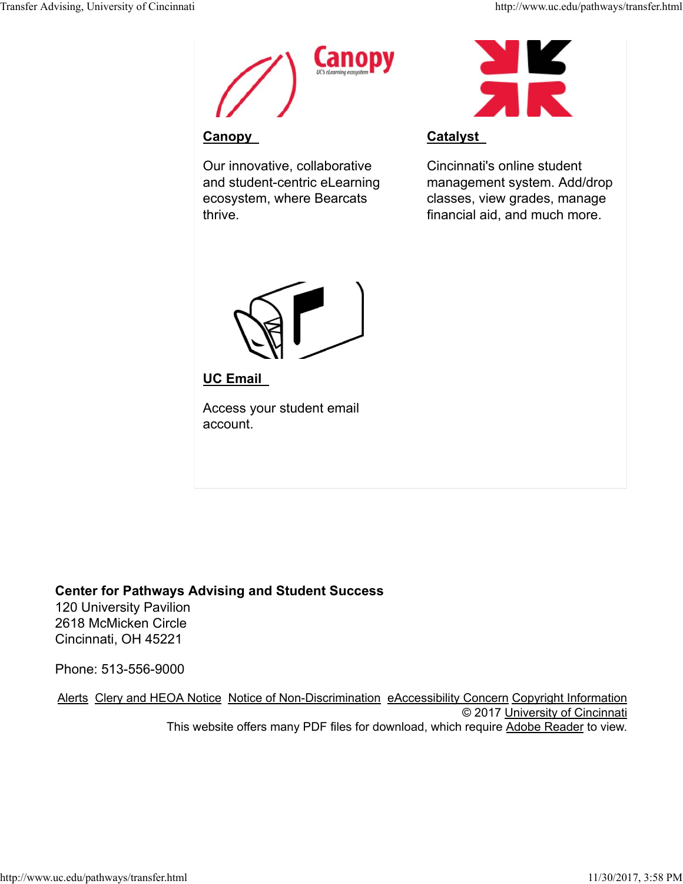**Canopy**

Our innovative, collaborative and student-centric eLearning ecosystem, where Bearcats thrive.

**Catalyst**

Cincinnati's online student management system. Add/drop classes, view grades, manage financial aid, and much more.

**UC Email**

Access your student email account.

**Center for Pathways Advising and Student Success**
120 University Pavilion
2618 McMicken Circle
Cincinnati, OH 45221

Phone: 513-556-9000

Alerts Clery and HEOA Notice Notice of Non-Discrimination eAccessibility Concern Copyright Information
© 2017 University of Cincinnati
This website offers many PDF files for download, which require Adobe Reader to view.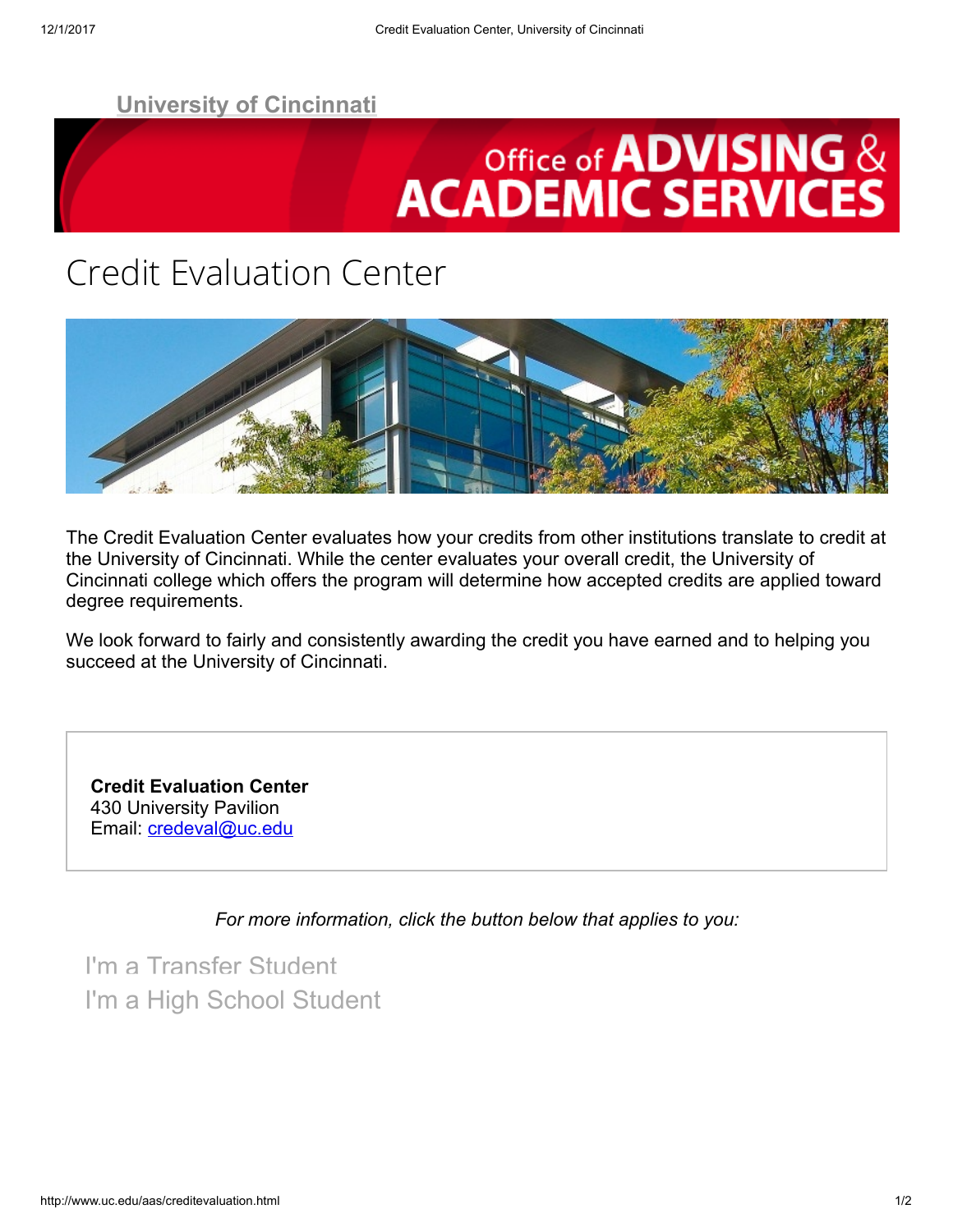University of Cincinnati

Office of ADVISING & ACADEMIC SERVICES

# Credit Evaluation Center

The Credit Evaluation Center evaluates how your credits from other institutions translate to credit at the University of Cincinnati. While the center evaluates your overall credit, the University of Cincinnati college which offers the program will determine how accepted credits are applied toward degree requirements.

We look forward to fairly and consistently awarding the credit you have earned and to helping you succeed at the University of Cincinnati.

**Credit Evaluation Center**
430 University Pavilion
Email: credeval@uc.edu

*For more information, click the button below that applies to you:*

I'm a Transfer Student
I'm a High School Student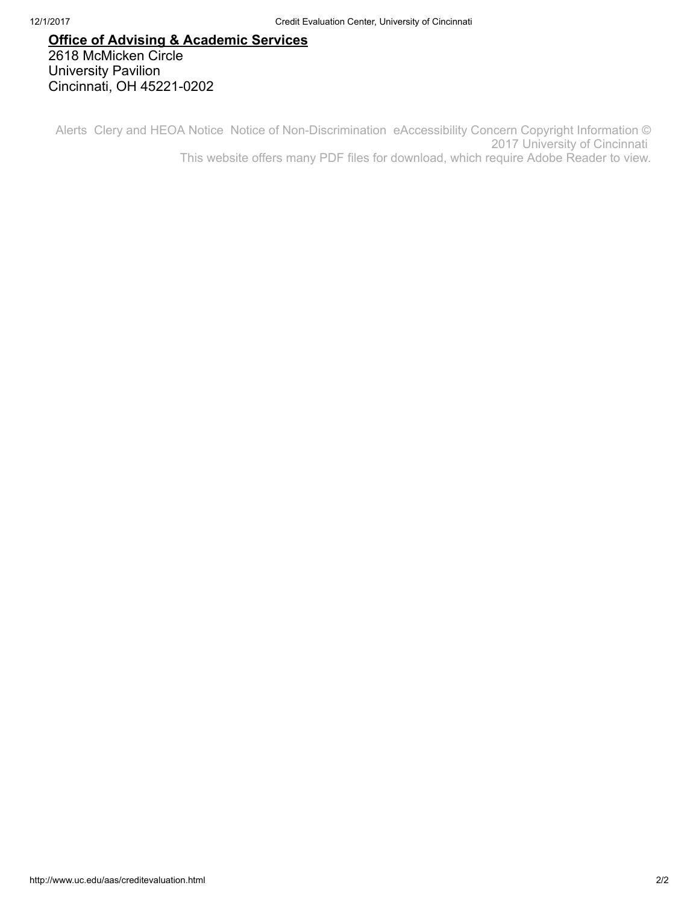**Office of Advising & Academic Services**
2618 McMicken Circle
University Pavilion
Cincinnati, OH 45221-0202

Alerts Clery and HEOA Notice Notice of Non-Discrimination eAccessibility Concern Copyright Information © 2017 University of Cincinnati
This website offers many PDF files for download, which require Adobe Reader to view.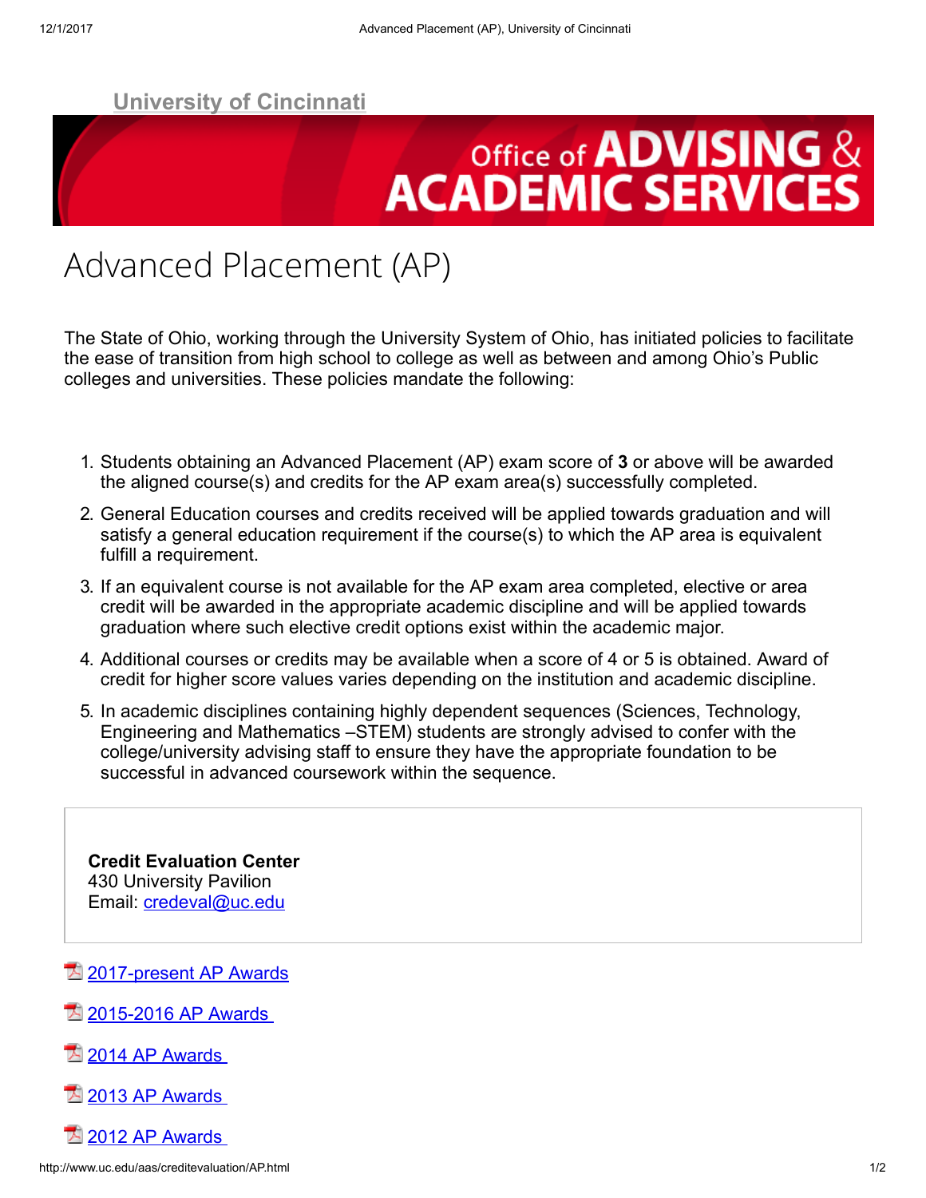University of Cincinnati

Office of ADVISING & ACADEMIC SERVICES

# Advanced Placement (AP)

The State of Ohio, working through the University System of Ohio, has initiated policies to facilitate the ease of transition from high school to college as well as between and among Ohio's Public colleges and universities. These policies mandate the following:

1. Students obtaining an Advanced Placement (AP) exam score of **3** or above will be awarded the aligned course(s) and credits for the AP exam area(s) successfully completed.
2. General Education courses and credits received will be applied towards graduation and will satisfy a general education requirement if the course(s) to which the AP area is equivalent fulfill a requirement.
3. If an equivalent course is not available for the AP exam area completed, elective or area credit will be awarded in the appropriate academic discipline and will be applied towards graduation where such elective credit options exist within the academic major.
4. Additional courses or credits may be available when a score of 4 or 5 is obtained. Award of credit for higher score values varies depending on the institution and academic discipline.
5. In academic disciplines containing highly dependent sequences (Sciences, Technology, Engineering and Mathematics –STEM) students are strongly advised to confer with the college/university advising staff to ensure they have the appropriate foundation to be successful in advanced coursework within the sequence.

**Credit Evaluation Center**
430 University Pavilion
Email: credeval@uc.edu

2017-present AP Awards

2015-2016 AP Awards

2014 AP Awards

2013 AP Awards

2012 AP Awards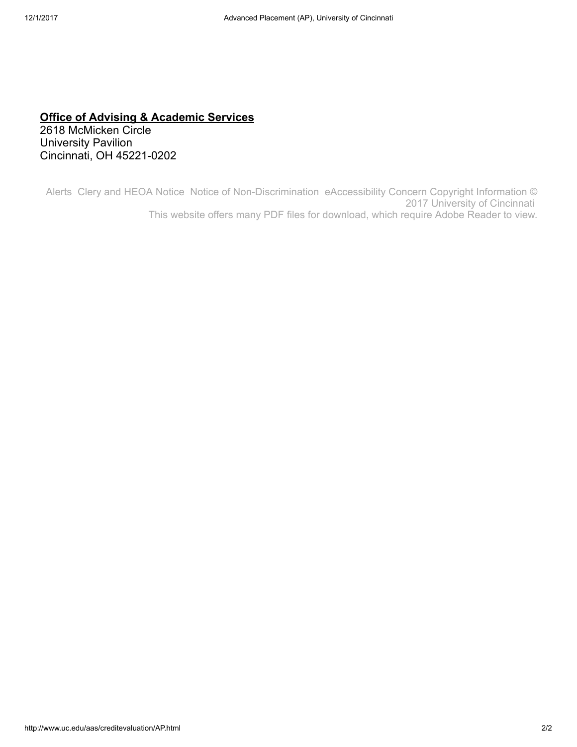**Office of Advising & Academic Services**
2618 McMicken Circle
University Pavilion
Cincinnati, OH 45221-0202

Alerts Clery and HEOA Notice Notice of Non-Discrimination eAccessibility Concern Copyright Information © 2017 University of Cincinnati
This website offers many PDF files for download, which require Adobe Reader to view.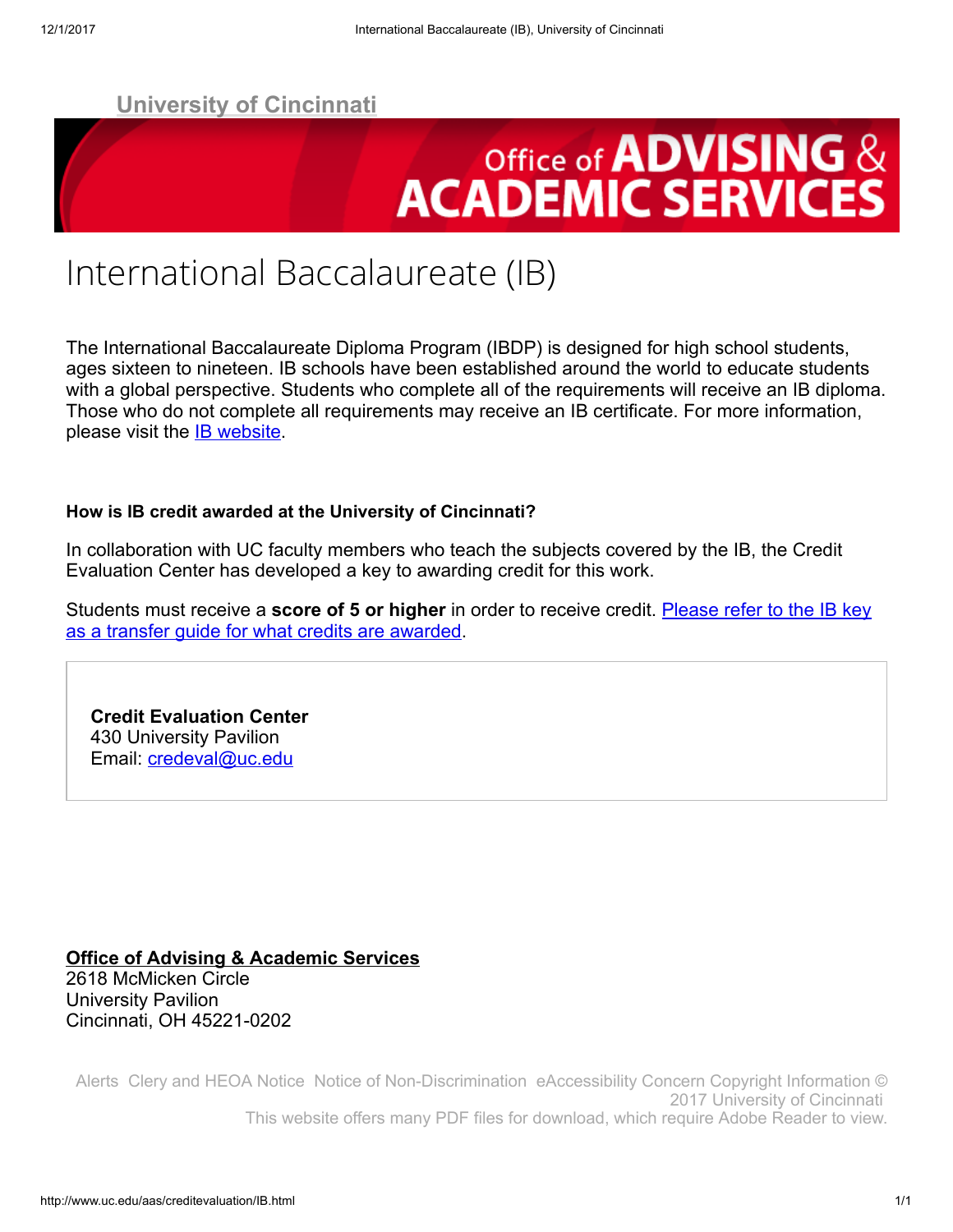University of Cincinnati

Office of ADVISING & ACADEMIC SERVICES

# International Baccalaureate (IB)

The International Baccalaureate Diploma Program (IBDP) is designed for high school students, ages sixteen to nineteen. IB schools have been established around the world to educate students with a global perspective. Students who complete all of the requirements will receive an IB diploma. Those who do not complete all requirements may receive an IB certificate. For more information, please visit the IB website.

**How is IB credit awarded at the University of Cincinnati?**

In collaboration with UC faculty members who teach the subjects covered by the IB, the Credit Evaluation Center has developed a key to awarding credit for this work.

Students must receive a **score of 5 or higher** in order to receive credit. Please refer to the IB key as a transfer guide for what credits are awarded.

**Credit Evaluation Center**
430 University Pavilion
Email: credeval@uc.edu

**Office of Advising & Academic Services**
2618 McMicken Circle
University Pavilion
Cincinnati, OH 45221-0202

Alerts Clery and HEOA Notice Notice of Non-Discrimination eAccessibility Concern Copyright Information © 2017 University of Cincinnati
This website offers many PDF files for download, which require Adobe Reader to view.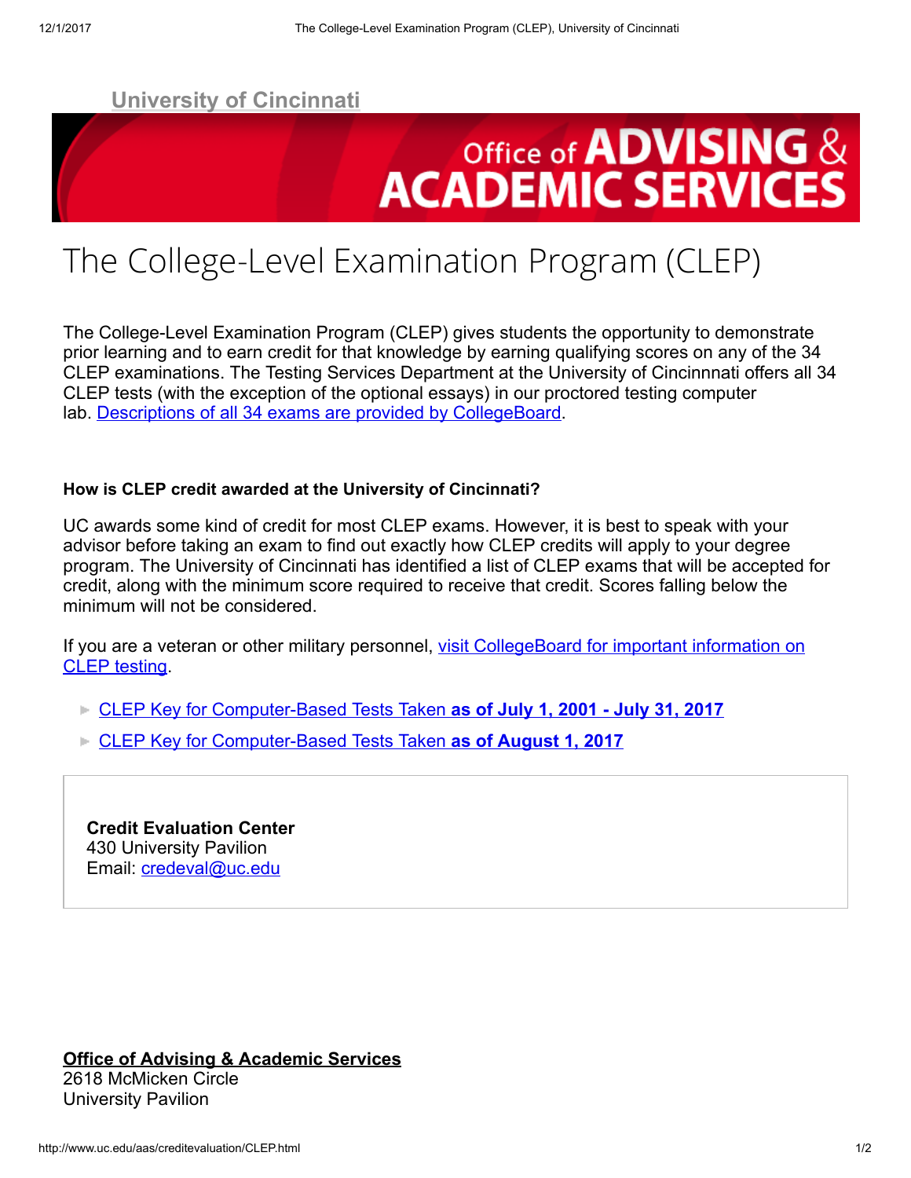University of Cincinnati

Office of ADVISING & ACADEMIC SERVICES

# The College-Level Examination Program (CLEP)

The College-Level Examination Program (CLEP) gives students the opportunity to demonstrate prior learning and to earn credit for that knowledge by earning qualifying scores on any of the 34 CLEP examinations. The Testing Services Department at the University of Cincinnnati offers all 34 CLEP tests (with the exception of the optional essays) in our proctored testing computer lab. Descriptions of all 34 exams are provided by CollegeBoard.

**How is CLEP credit awarded at the University of Cincinnati?**

UC awards some kind of credit for most CLEP exams. However, it is best to speak with your advisor before taking an exam to find out exactly how CLEP credits will apply to your degree program. The University of Cincinnati has identified a list of CLEP exams that will be accepted for credit, along with the minimum score required to receive that credit. Scores falling below the minimum will not be considered.

If you are a veteran or other military personnel, visit CollegeBoard for important information on CLEP testing.

- CLEP Key for Computer-Based Tests Taken **as of July 1, 2001 - July 31, 2017**
- CLEP Key for Computer-Based Tests Taken **as of August 1, 2017**

**Credit Evaluation Center**
430 University Pavilion
Email: credeval@uc.edu

**Office of Advising & Academic Services**
2618 McMicken Circle
University Pavilion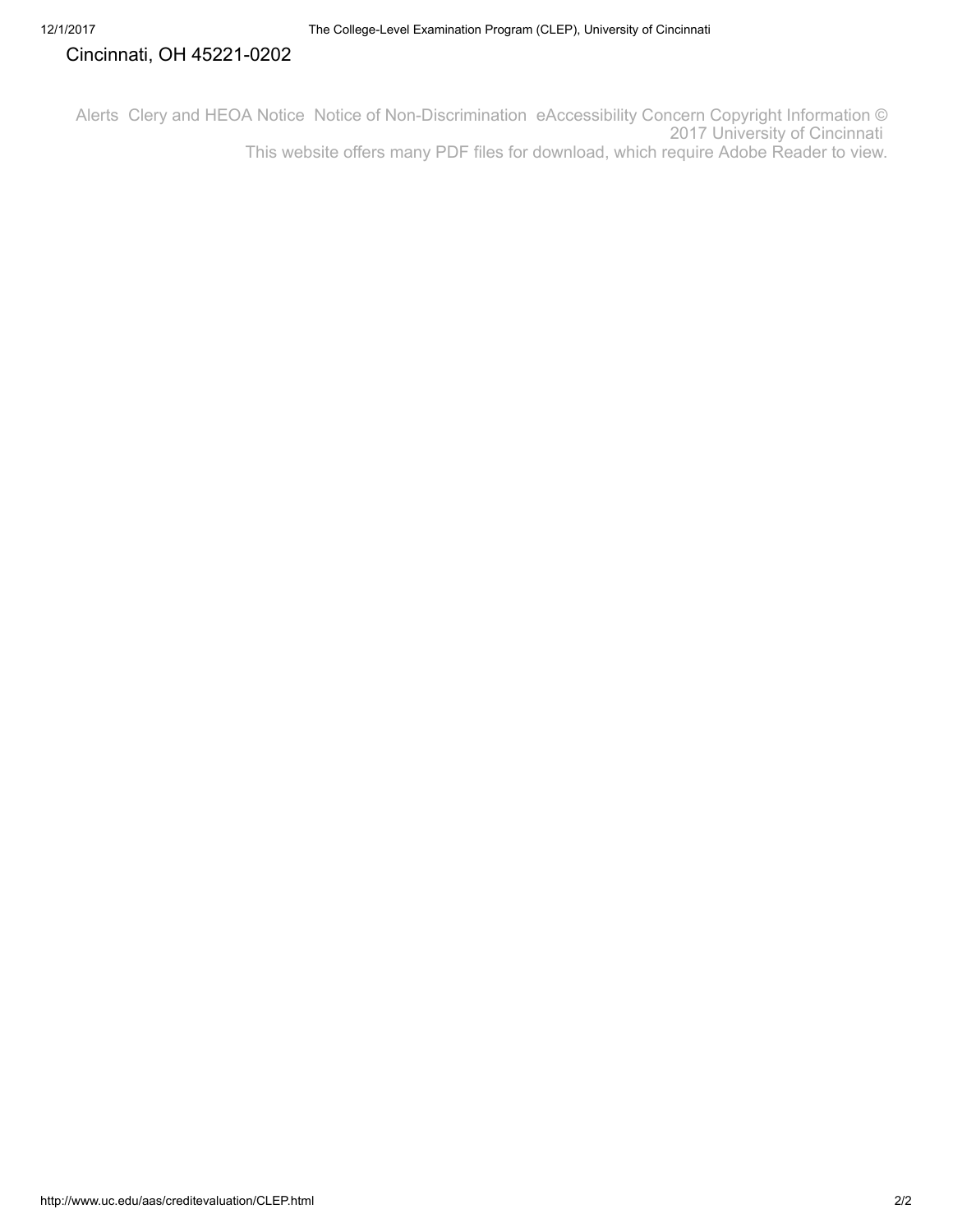Cincinnati, OH 45221-0202

Alerts Clery and HEOA Notice Notice of Non-Discrimination eAccessibility Concern Copyright Information © 2017 University of Cincinnati

This website offers many PDF files for download, which require Adobe Reader to view.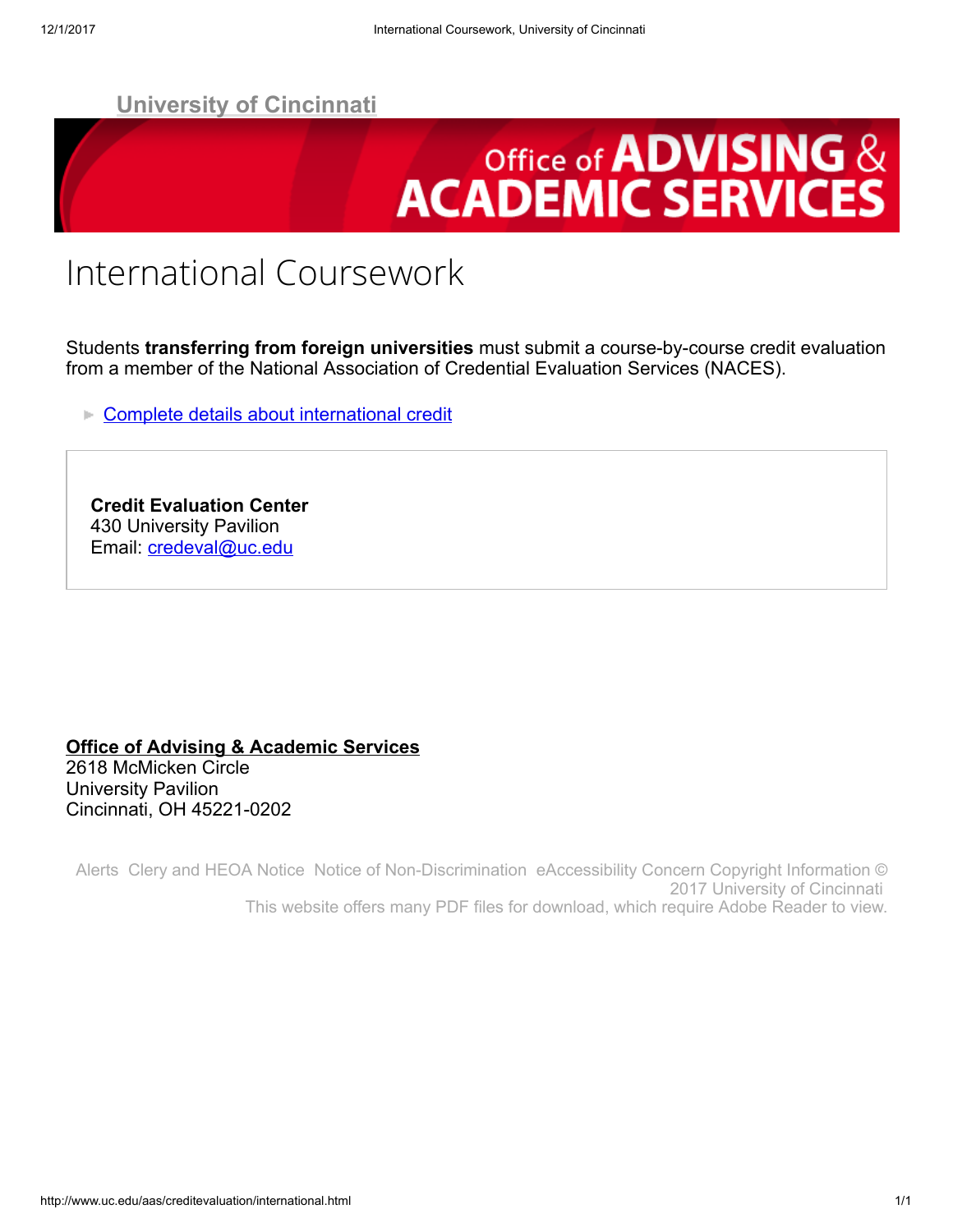University of Cincinnati

Office of ADVISING & ACADEMIC SERVICES

# International Coursework

Students **transferring from foreign universities** must submit a course-by-course credit evaluation from a member of the National Association of Credential Evaluation Services (NACES).

- Complete details about international credit

**Credit Evaluation Center**
430 University Pavilion
Email: credeval@uc.edu

**Office of Advising & Academic Services**
2618 McMicken Circle
University Pavilion
Cincinnati, OH 45221-0202

Alerts Clery and HEOA Notice Notice of Non-Discrimination eAccessibility Concern Copyright Information © 2017 University of Cincinnati
This website offers many PDF files for download, which require Adobe Reader to view.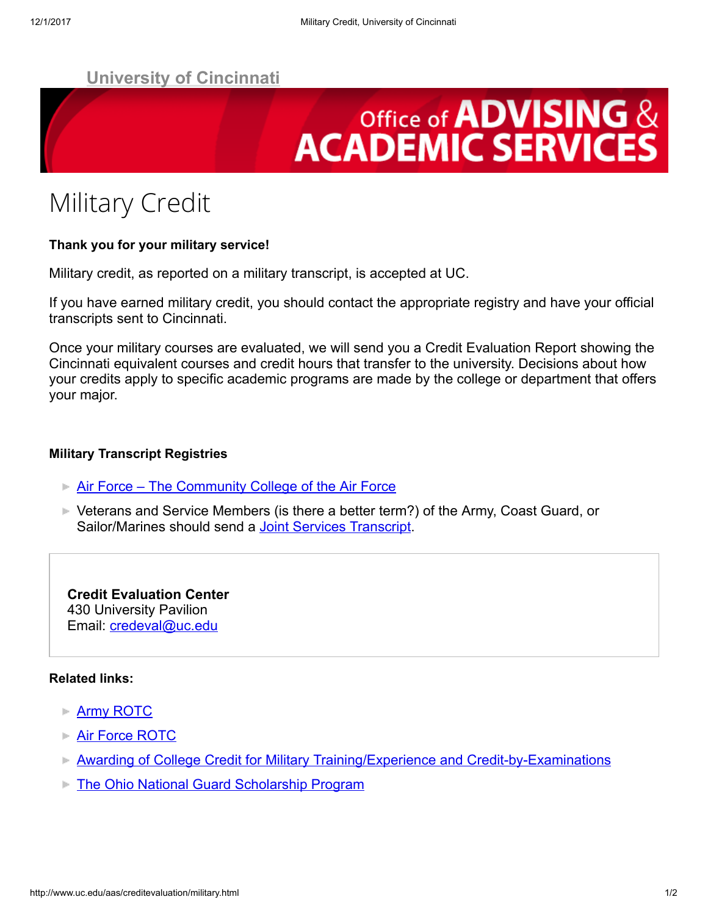University of Cincinnati

Office of ADVISING & ACADEMIC SERVICES

# Military Credit

**Thank you for your military service!**

Military credit, as reported on a military transcript, is accepted at UC.

If you have earned military credit, you should contact the appropriate registry and have your official transcripts sent to Cincinnati.

Once your military courses are evaluated, we will send you a Credit Evaluation Report showing the Cincinnati equivalent courses and credit hours that transfer to the university. Decisions about how your credits apply to specific academic programs are made by the college or department that offers your major.

**Military Transcript Registries**

- Air Force – The Community College of the Air Force
- Veterans and Service Members (is there a better term?) of the Army, Coast Guard, or Sailor/Marines should send a Joint Services Transcript.

**Credit Evaluation Center**
430 University Pavilion
Email: credeval@uc.edu

**Related links:**

- Army ROTC
- Air Force ROTC
- Awarding of College Credit for Military Training/Experience and Credit-by-Examinations
- The Ohio National Guard Scholarship Program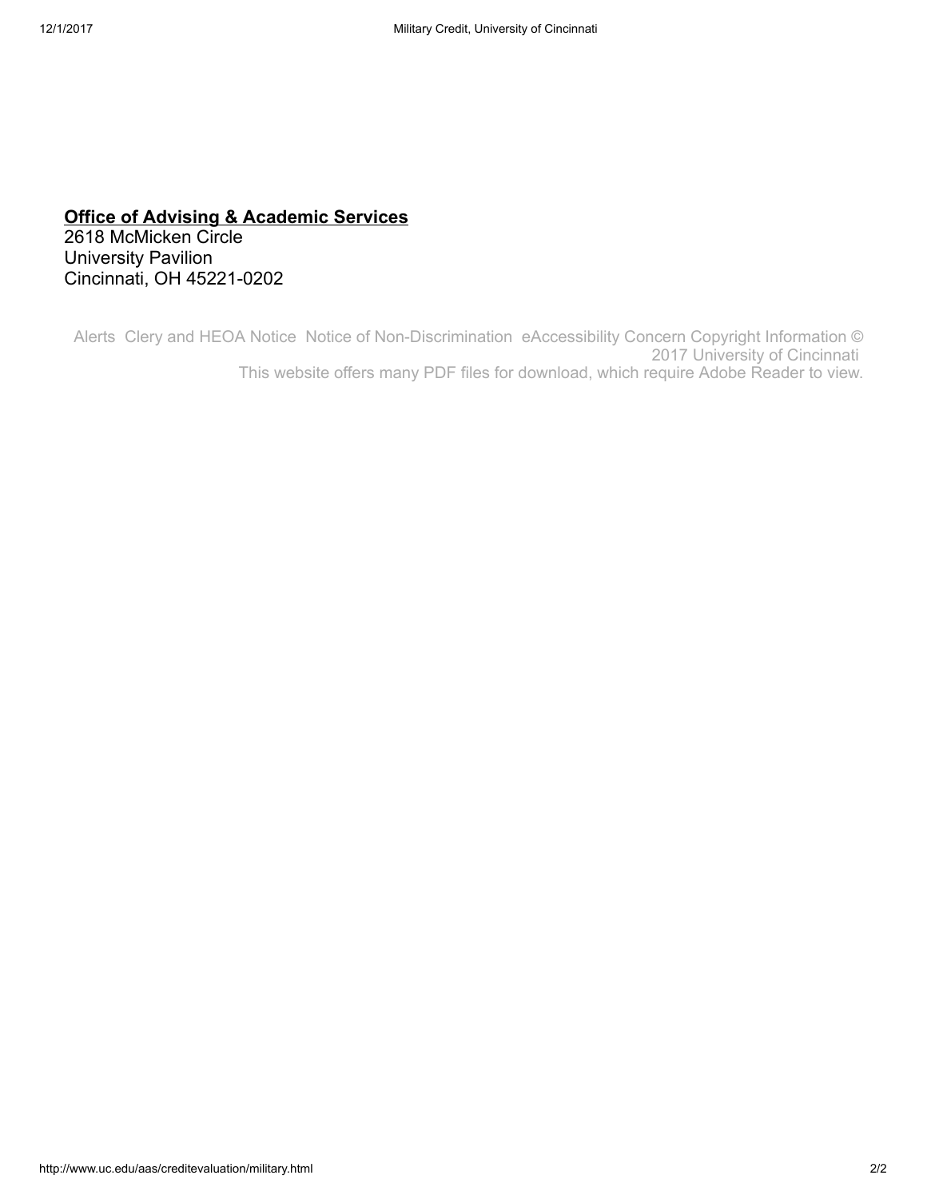**Office of Advising & Academic Services**
2618 McMicken Circle
University Pavilion
Cincinnati, OH 45221-0202

Alerts Clery and HEOA Notice Notice of Non-Discrimination eAccessibility Concern Copyright Information © 2017 University of Cincinnati
This website offers many PDF files for download, which require Adobe Reader to view.